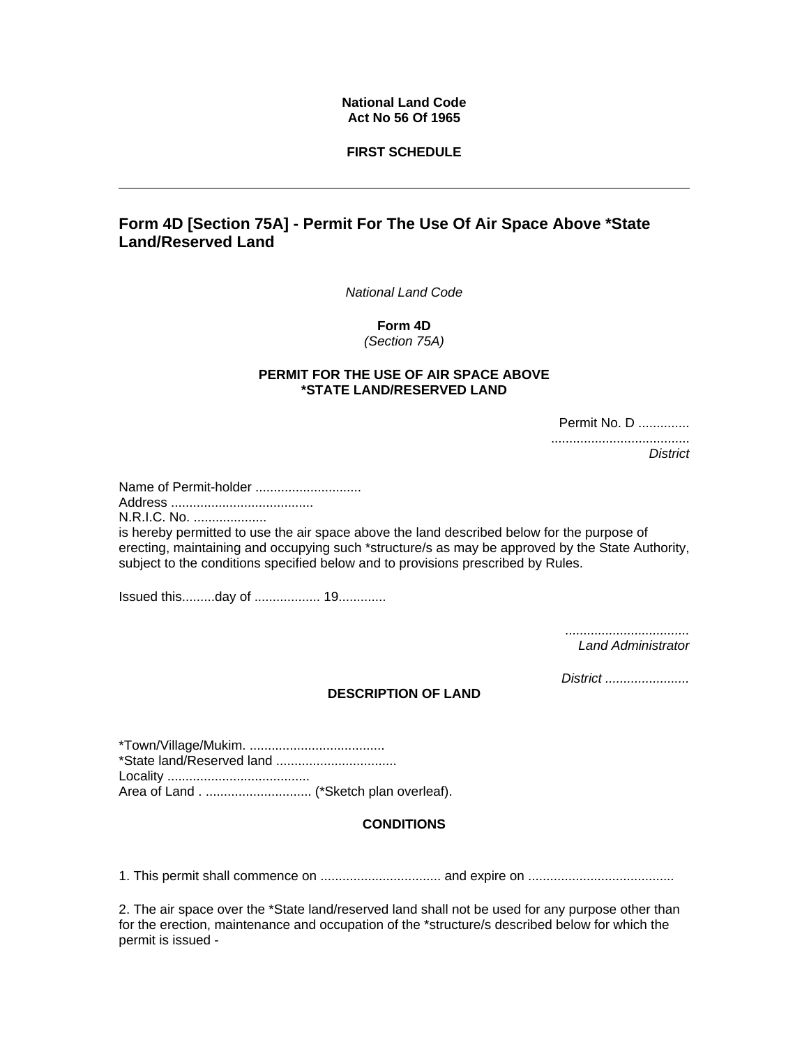**National Land Code**
**Act No 56 Of 1965**

**FIRST SCHEDULE**

---

## Form 4D [Section 75A] - Permit For The Use Of Air Space Above *State Land/Reserved Land

*National Land Code*

**Form 4D**
*(Section 75A)*

**PERMIT FOR THE USE OF AIR SPACE ABOVE *STATE LAND/RESERVED LAND**

Permit No. D ..............
......................................
*District*

Name of Permit-holder .............................
Address .......................................
N.R.I.C. No. ....................
is hereby permitted to use the air space above the land described below for the purpose of erecting, maintaining and occupying such *structure/s as may be approved by the State Authority, subject to the conditions specified below and to provisions prescribed by Rules.

Issued this.........day of .................. 19.............

..................................
*Land Administrator*

*District* .......................

**DESCRIPTION OF LAND**

*Town/Village/Mukim. .....................................
*State land/Reserved land .................................
Locality .......................................
Area of Land . ............................. (*Sketch plan overleaf).

**CONDITIONS**

1. This permit shall commence on ................................. and expire on ........................................

2. The air space over the *State land/reserved land shall not be used for any purpose other than for the erection, maintenance and occupation of the *structure/s described below for which the permit is issued -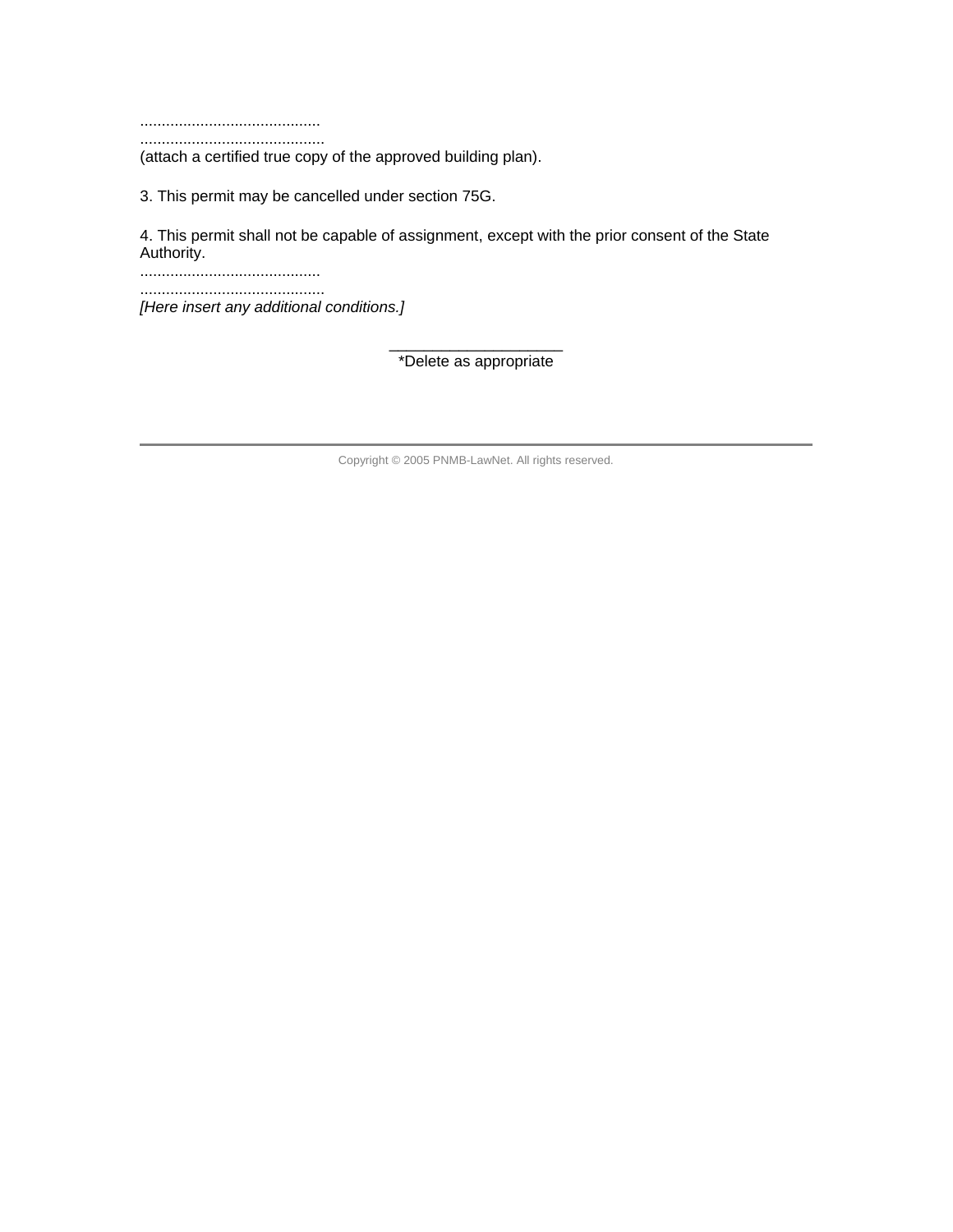..........................................

...........................................

(attach a certified true copy of the approved building plan).

3. This permit may be cancelled under section 75G.

4. This permit shall not be capable of assignment, except with the prior consent of the State Authority.

..........................................

...........................................

*[Here insert any additional conditions.]*

---

*Delete as appropriate